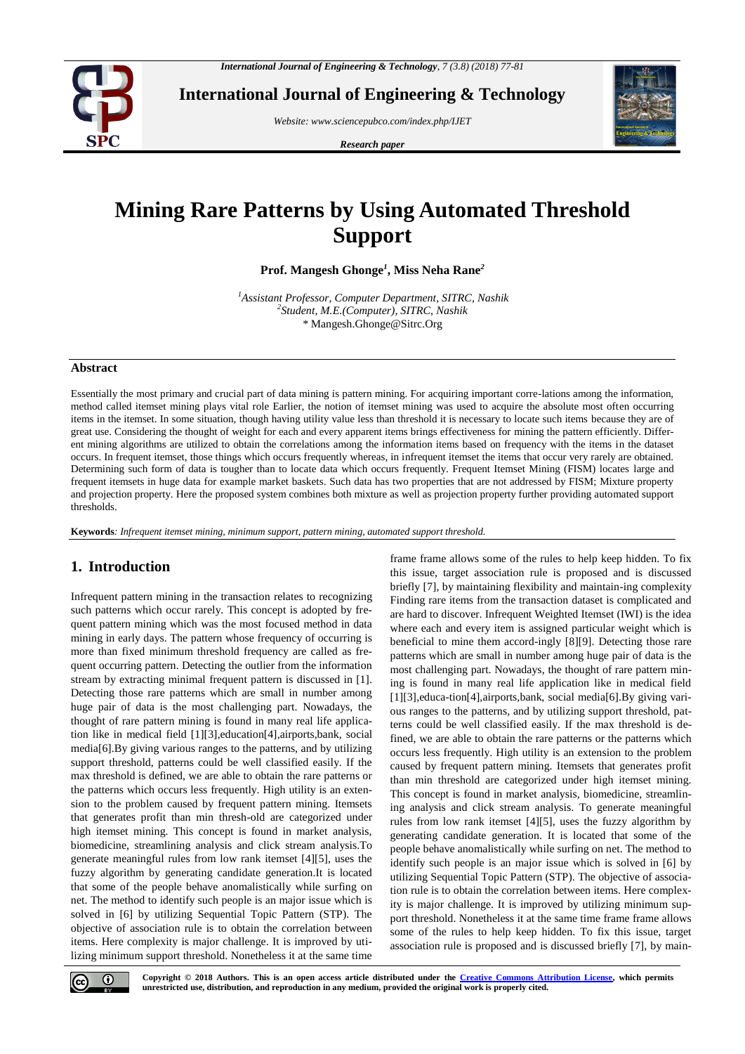# Mining Rare Patterns by Using Automated Threshold Support

**Prof. Mangesh Ghonge[1], Miss Neha Rane[2]**

[1]*Assistant Professor, Computer Department, SITRC, Nashik*
[2]*Student, M.E.(Computer), SITRC, Nashik*
\* Mangesh.Ghonge@Sitrc.Org

## Abstract

Essentially the most primary and crucial part of data mining is pattern mining. For acquiring important corre-lations among the information, method called itemset mining plays vital role Earlier, the notion of itemset mining was used to acquire the absolute most often occurring items in the itemset. In some situation, though having utility value less than threshold it is necessary to locate such items because they are of great use. Considering the thought of weight for each and every apparent items brings effectiveness for mining the pattern efficiently. Differ-ent mining algorithms are utilized to obtain the correlations among the information items based on frequency with the items in the dataset occurs. In frequent itemset, those things which occurs frequently whereas, in infrequent itemset the items that occur very rarely are obtained. Determining such form of data is tougher than to locate data which occurs frequently. Frequent Itemset Mining (FISM) locates large and frequent itemsets in huge data for example market baskets. Such data has two properties that are not addressed by FISM; Mixture property and projection property. Here the proposed system combines both mixture as well as projection property further providing automated support thresholds.

**Keywords***: Infrequent itemset mining, minimum support, pattern mining, automated support threshold.*

## 1. Introduction

Infrequent pattern mining in the transaction relates to recognizing such patterns which occur rarely. This concept is adopted by fre-quent pattern mining which was the most focused method in data mining in early days. The pattern whose frequency of occurring is more than fixed minimum threshold frequency are called as fre-quent occurring pattern. Detecting the outlier from the information stream by extracting minimal frequent pattern is discussed in [1]. Detecting those rare patterns which are small in number among huge pair of data is the most challenging part. Nowadays, the thought of rare pattern mining is found in many real life applica-tion like in medical field [1][3],education[4],airports,bank, social media[6].By giving various ranges to the patterns, and by utilizing support threshold, patterns could be well classified easily. If the max threshold is defined, we are able to obtain the rare patterns or the patterns which occurs less frequently. High utility is an exten-sion to the problem caused by frequent pattern mining. Itemsets that generates profit than min thresh-old are categorized under high itemset mining. This concept is found in market analysis, biomedicine, streamlining analysis and click stream analysis.To generate meaningful rules from low rank itemset [4][5], uses the fuzzy algorithm by generating candidate generation.It is located that some of the people behave anomalistically while surfing on net. The method to identify such people is an major issue which is solved in [6] by utilizing Sequential Topic Pattern (STP). The objective of association rule is to obtain the correlation between items. Here complexity is major challenge. It is improved by uti-lizing minimum support threshold. Nonetheless it at the same time frame frame allows some of the rules to help keep hidden. To fix this issue, target association rule is proposed and is discussed briefly [7], by maintaining flexibility and maintain-ing complexity Finding rare items from the transaction dataset is complicated and are hard to discover. Infrequent Weighted Itemset (IWI) is the idea where each and every item is assigned particular weight which is beneficial to mine them accord-ingly [8][9]. Detecting those rare patterns which are small in number among huge pair of data is the most challenging part. Nowadays, the thought of rare pattern min-ing is found in many real life application like in medical field [1][3],educa-tion[4],airports,bank, social media[6].By giving vari-ous ranges to the patterns, and by utilizing support threshold, pat-terns could be well classified easily. If the max threshold is de-fined, we are able to obtain the rare patterns or the patterns which occurs less frequently. High utility is an extension to the problem caused by frequent pattern mining. Itemsets that generates profit than min threshold are categorized under high itemset mining. This concept is found in market analysis, biomedicine, streamlin-ing analysis and click stream analysis. To generate meaningful rules from low rank itemset [4][5], uses the fuzzy algorithm by generating candidate generation. It is located that some of the people behave anomalistically while surfing on net. The method to identify such people is an major issue which is solved in [6] by utilizing Sequential Topic Pattern (STP). The objective of associa-tion rule is to obtain the correlation between items. Here complex-ity is major challenge. It is improved by utilizing minimum sup-port threshold. Nonetheless it at the same time frame frame allows some of the rules to help keep hidden. To fix this issue, target association rule is proposed and is discussed briefly [7], by main-

**Copyright © 2018 Authors. This is an open access article distributed under the Creative Commons Attribution License, which permits unrestricted use, distribution, and reproduction in any medium, provided the original work is properly cited.**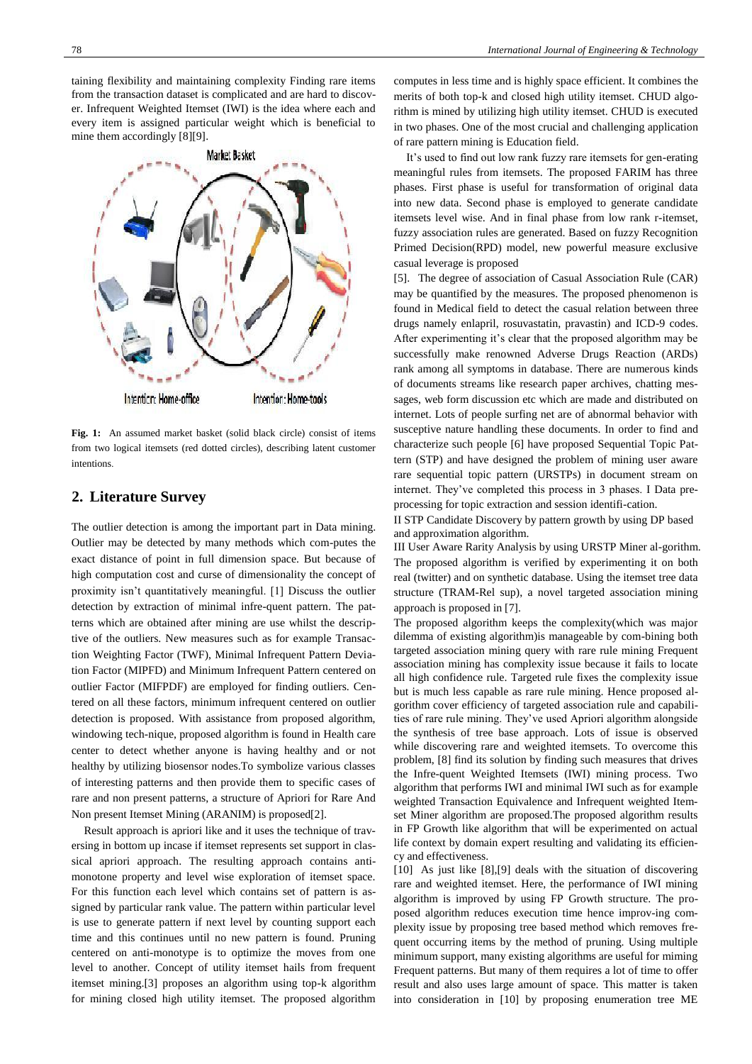taining flexibility and maintaining complexity Finding rare items from the transaction dataset is complicated and are hard to discover. Infrequent Weighted Itemset (IWI) is the idea where each and every item is assigned particular weight which is beneficial to mine them accordingly [8][9].

**Fig. 1:** An assumed market basket (solid black circle) consist of items from two logical itemsets (red dotted circles), describing latent customer intentions.

## 2. Literature Survey

The outlier detection is among the important part in Data mining. Outlier may be detected by many methods which com-putes the exact distance of point in full dimension space. But because of high computation cost and curse of dimensionality the concept of proximity isn't quantitatively meaningful. [1] Discuss the outlier detection by extraction of minimal infre-quent pattern. The patterns which are obtained after mining are use whilst the descriptive of the outliers. New measures such as for example Transaction Weighting Factor (TWF), Minimal Infrequent Pattern Deviation Factor (MIPFD) and Minimum Infrequent Pattern centered on outlier Factor (MIFPDF) are employed for finding outliers. Centered on all these factors, minimum infrequent centered on outlier detection is proposed. With assistance from proposed algorithm, windowing tech-nique, proposed algorithm is found in Health care center to detect whether anyone is having healthy and or not healthy by utilizing biosensor nodes.To symbolize various classes of interesting patterns and then provide them to specific cases of rare and non present patterns, a structure of Apriori for Rare And Non present Itemset Mining (ARANIM) is proposed[2].

Result approach is apriori like and it uses the technique of traversing in bottom up incase if itemset represents set support in classical apriori approach. The resulting approach contains anti-monotone property and level wise exploration of itemset space. For this function each level which contains set of pattern is assigned by particular rank value. The pattern within particular level is use to generate pattern if next level by counting support each time and this continues until no new pattern is found. Pruning centered on anti-monotype is to optimize the moves from one level to another. Concept of utility itemset hails from frequent itemset mining.[3] proposes an algorithm using top-k algorithm for mining closed high utility itemset. The proposed algorithm computes in less time and is highly space efficient. It combines the merits of both top-k and closed high utility itemset. CHUD algorithm is mined by utilizing high utility itemset. CHUD is executed in two phases. One of the most crucial and challenging application of rare pattern mining is Education field.

It's used to find out low rank fuzzy rare itemsets for gen-erating meaningful rules from itemsets. The proposed FARIM has three phases. First phase is useful for transformation of original data into new data. Second phase is employed to generate candidate itemsets level wise. And in final phase from low rank r-itemset, fuzzy association rules are generated. Based on fuzzy Recognition Primed Decision(RPD) model, new powerful measure exclusive casual leverage is proposed

[5]. The degree of association of Casual Association Rule (CAR) may be quantified by the measures. The proposed phenomenon is found in Medical field to detect the casual relation between three drugs namely enlapril, rosuvastatin, pravastin) and ICD-9 codes. After experimenting it's clear that the proposed algorithm may be successfully make renowned Adverse Drugs Reaction (ARDs) rank among all symptoms in database. There are numerous kinds of documents streams like research paper archives, chatting messages, web form discussion etc which are made and distributed on internet. Lots of people surfing net are of abnormal behavior with susceptive nature handling these documents. In order to find and characterize such people [6] have proposed Sequential Topic Pattern (STP) and have designed the problem of mining user aware rare sequential topic pattern (URSTPs) in document stream on internet. They've completed this process in 3 phases. I Data pre-processing for topic extraction and session identifi-cation.

II STP Candidate Discovery by pattern growth by using DP based and approximation algorithm.

III User Aware Rarity Analysis by using URSTP Miner al-gorithm.

The proposed algorithm is verified by experimenting it on both real (twitter) and on synthetic database. Using the itemset tree data structure (TRAM-Rel sup), a novel targeted association mining approach is proposed in [7].

The proposed algorithm keeps the complexity(which was major dilemma of existing algorithm)is manageable by com-bining both targeted association mining query with rare rule mining Frequent association mining has complexity issue because it fails to locate all high confidence rule. Targeted rule fixes the complexity issue but is much less capable as rare rule mining. Hence proposed algorithm cover efficiency of targeted association rule and capabilities of rare rule mining. They've used Apriori algorithm alongside the synthesis of tree base approach. Lots of issue is observed while discovering rare and weighted itemsets. To overcome this problem, [8] find its solution by finding such measures that drives the Infre-quent Weighted Itemsets (IWI) mining process. Two algorithm that performs IWI and minimal IWI such as for example weighted Transaction Equivalence and Infrequent weighted Itemset Miner algorithm are proposed.The proposed algorithm results in FP Growth like algorithm that will be experimented on actual life context by domain expert resulting and validating its efficiency and effectiveness.

[10] As just like [8],[9] deals with the situation of discovering rare and weighted itemset. Here, the performance of IWI mining algorithm is improved by using FP Growth structure. The proposed algorithm reduces execution time hence improv-ing complexity issue by proposing tree based method which removes frequent occurring items by the method of pruning. Using multiple minimum support, many existing algorithms are useful for mining Frequent patterns. But many of them requires a lot of time to offer result and also uses large amount of space. This matter is taken into consideration in [10] by proposing enumeration tree ME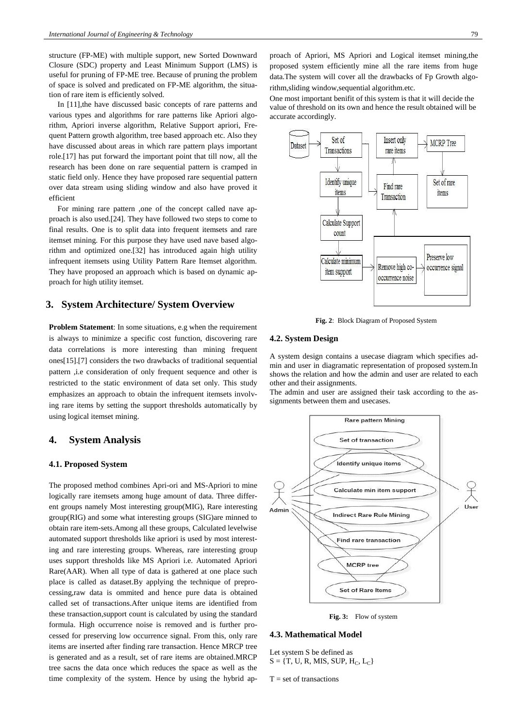structure (FP-ME) with multiple support, new Sorted Downward Closure (SDC) property and Least Minimum Support (LMS) is useful for pruning of FP-ME tree. Because of pruning the problem of space is solved and predicated on FP-ME algorithm, the situation of rare item is efficiently solved.

In [11],the have discussed basic concepts of rare patterns and various types and algorithms for rare patterns like Apriori algorithm, Apriori inverse algorithm, Relative Support apriori, Frequent Pattern growth algorithm, tree based approach etc. Also they have discussed about areas in which rare pattern plays important role.[17] has put forward the important point that till now, all the research has been done on rare sequential pattern is cramped in static field only. Hence they have proposed rare sequential pattern over data stream using sliding window and also have proved it efficient

For mining rare pattern ,one of the concept called nave approach is also used.[24]. They have followed two steps to come to final results. One is to split data into frequent itemsets and rare itemset mining. For this purpose they have used nave based algorithm and optimized one.[32] has introduced again high utility infrequent itemsets using Utility Pattern Rare Itemset algorithm. They have proposed an approach which is based on dynamic approach for high utility itemset.

## 3. System Architecture/ System Overview

**Problem Statement**: In some situations, e.g when the requirement is always to minimize a specific cost function, discovering rare data correlations is more interesting than mining frequent ones[15].[7] considers the two drawbacks of traditional sequential pattern ,i.e consideration of only frequent sequence and other is restricted to the static environment of data set only. This study emphasizes an approach to obtain the infrequent itemsets involving rare items by setting the support thresholds automatically by using logical itemset mining.

## 4. System Analysis

### 4.1. Proposed System

The proposed method combines Apri-ori and MS-Apriori to mine logically rare itemsets among huge amount of data. Three different groups namely Most interesting group(MIG), Rare interesting group(RIG) and some what interesting groups (SIG)are minned to obtain rare item-sets.Among all these groups, Calculated levelwise automated support thresholds like apriori is used by most interesting and rare interesting groups. Whereas, rare interesting group uses support thresholds like MS Apriori i.e. Automated Apriori Rare(AAR). When all type of data is gathered at one place such place is called as dataset.By applying the technique of preprocessing,raw data is ommited and hence pure data is obtained called set of transactions.After unique items are identified from these transaction,support count is calculated by using the standard formula. High occurrence noise is removed and is further processed for preserving low occurrence signal. From this, only rare items are inserted after finding rare transaction. Hence MRCP tree is generated and as a result, set of rare items are obtained.MRCP tree sacns the data once which reduces the space as well as the time complexity of the system. Hence by using the hybrid approach of Apriori, MS Apriori and Logical itemset mining,the proposed system efficiently mine all the rare items from huge data.The system will cover all the drawbacks of Fp Growth algorithm,sliding window,sequential algorithm.etc.

One most important benifit of this system is that it will decide the value of threshold on its own and hence the result obtained will be accurate accordingly.

**Fig. 2**: Block Diagram of Proposed System

### 4.2. System Design

A system design contains a usecase diagram which specifies admin and user in diagramatic representation of proposed system.In shows the relation and how the admin and user are related to each other and their assignments.

The admin and user are assigned their task according to the assignments between them and usecases.

**Fig. 3:** Flow of system

### 4.3. Mathematical Model

Let system S be defined as

$S = \{T, U, R, MIS, SUP, H_C, L_C\}$

T = set of transactions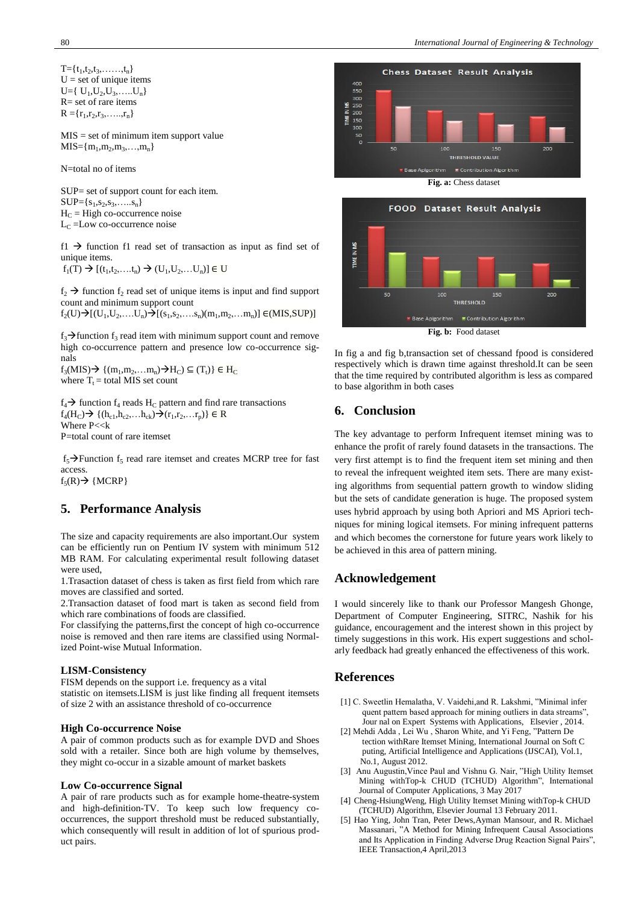$T=\{t_1,t_2,t_3,\ldots\ldots,t_n\}$
U = set of unique items
$U=\{U_1,U_2,U_3,\ldots..U_n\}$
R= set of rare items
$R=\{r_1,r_2,r_3,\ldots..,r_n\}$

MIS = set of minimum item support value
$MIS=\{m_1,m_2,m_3,\ldots,m_n\}$

N=total no of items

SUP= set of support count for each item.
$SUP=\{s_1,s_2,s_3,\ldots..s_n\}$
$H_C$ = High co-occurrence noise
$L_C$ =Low co-occurrence noise

f1 → function f1 read set of transaction as input as find set of unique items.
$f_1(T) \rightarrow [(t_1,t_2,\ldots.t_n) \rightarrow (U_1,U_2,\ldots U_n)] \in U$

$f_2$ → function $f_2$ read set of unique items is input and find support count and minimum support count
$f_2(U)\rightarrow[(U_1,U_2,\ldots.U_n)\rightarrow[(s_1,s_2,\ldots.s_n)(m_1,m_2,\ldots m_n)] \in(MIS,SUP)]$

$f_3$→function $f_3$ read item with minimum support count and remove high co-occurrence pattern and presence low co-occurrence signals
$f_3(MIS)\rightarrow \{(m_1,m_2,\ldots m_n)\rightarrow H_C) \subseteq (T_t)\} \in H_C$
where $T_t$ = total MIS set count

$f_4$→ function $f_4$ reads $H_C$ pattern and find rare transactions
$f_4(H_C)\rightarrow \{(h_{c1},h_{c2},\ldots h_{ck})\rightarrow(r_1,r_2,\ldots r_p)\} \in R$
Where P<<k
P=total count of rare itemset

$f_5$→Function $f_5$ read rare itemset and creates MCRP tree for fast access.
$f_5(R)\rightarrow \{MCRP\}$

## 5. Performance Analysis

The size and capacity requirements are also important.Our system can be efficiently run on Pentium IV system with minimum 512 MB RAM. For calculating experimental result following dataset were used,

1.Trasaction dataset of chess is taken as first field from which rare moves are classified and sorted.

2.Transaction dataset of food mart is taken as second field from which rare combinations of foods are classified.

For classifying the patterns,first the concept of high co-occurrence noise is removed and then rare items are classified using Normalized Point-wise Mutual Information.

### LISM-Consistency

FISM depends on the support i.e. frequency as a vital statistic on itemsets.LISM is just like finding all frequent itemsets of size 2 with an assistance threshold of co-occurrence

### High Co-occurrence Noise

A pair of common products such as for example DVD and Shoes sold with a retailer. Since both are high volume by themselves, they might co-occur in a sizable amount of market baskets

### Low Co-occurrence Signal

A pair of rare products such as for example home-theatre-system and high-definition-TV. To keep such low frequency co-occurrences, the support threshold must be reduced substantially, which consequently will result in addition of lot of spurious product pairs.

Chess Dataset Result Analysis
TIME IN MS
400 350 300 250 200 150 100 50 0
50 100 150 200
THRESHOLD VALUE
Base Aplgorithm Contribution Algorithm

**Fig. a:** Chess dataset

FOOD Dataset Result Analysis
TIME IN MS
50 100 150 200
THRESHOLD
Base Aplgorithm Contribution Algorithm

**Fig. b:** Food dataset

In fig a and fig b,transaction set of chessand fpood is considered respectively which is drawn time against threshold.It can be seen that the time required by contributed algorithm is less as compared to base algorithm in both cases

## 6. Conclusion

The key advantage to perform Infrequent itemset mining was to enhance the profit of rarely found datasets in the transactions. The very first attempt is to find the frequent item set mining and then to reveal the infrequent weighted item sets. There are many existing algorithms from sequential pattern growth to window sliding but the sets of candidate generation is huge. The proposed system uses hybrid approach by using both Apriori and MS Apriori techniques for mining logical itemsets. For mining infrequent patterns and which becomes the cornerstone for future years work likely to be achieved in this area of pattern mining.

## Acknowledgement

I would sincerely like to thank our Professor Mangesh Ghonge, Department of Computer Engineering, SITRC, Nashik for his guidance, encouragement and the interest shown in this project by timely suggestions in this work. His expert suggestions and scholarly feedback had greatly enhanced the effectiveness of this work.

## References

[1] C. Sweetlin Hemalatha, V. Vaidehi,and R. Lakshmi, "Minimal infer quent pattern based approach for mining outliers in data streams", Jour nal on Expert Systems with Applications, Elsevier , 2014.

[2] Mehdi Adda , Lei Wu , Sharon White, and Yi Feng, "Pattern De tection withRare Itemset Mining, International Journal on Soft C puting, Artificial Intelligence and Applications (IJSCAI), Vol.1, No.1, August 2012.

[3] Anu Augustin,Vince Paul and Vishnu G. Nair, "High Utility Itemset Mining withTop-k CHUD (TCHUD) Algorithm", International Journal of Computer Applications, 3 May 2017

[4] Cheng-HsiungWeng, High Utility Itemset Mining withTop-k CHUD (TCHUD) Algorithm, Elsevier Journal 13 February 2011.

[5] Hao Ying, John Tran, Peter Dews,Ayman Mansour, and R. Michael Massanari, "A Method for Mining Infrequent Causal Associations and Its Application in Finding Adverse Drug Reaction Signal Pairs", IEEE Transaction,4 April,2013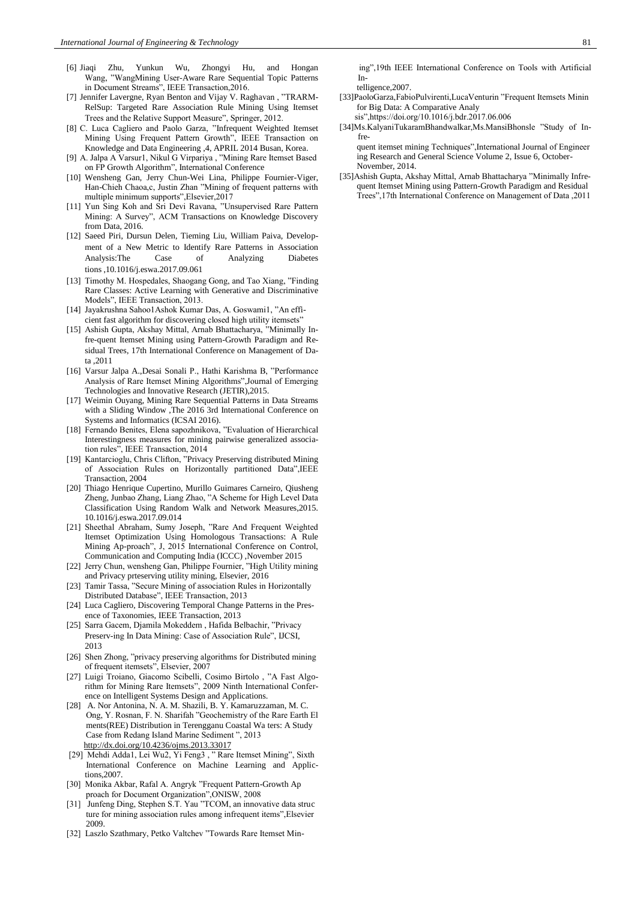[6] Jiaqi Zhu, Yunkun Wu, Zhongyi Hu, and Hongan Wang, "WangMining User-Aware Rare Sequential Topic Patterns in Document Streams", IEEE Transaction,2016.

[7] Jennifer Lavergne, Ryan Benton and Vijay V. Raghavan , "TRARM-RelSup: Targeted Rare Association Rule Mining Using Itemset Trees and the Relative Support Measure", Springer, 2012.

[8] C. Luca Cagliero and Paolo Garza, "Infrequent Weighted Itemset Mining Using Frequent Pattern Growth", IEEE Transaction on Knowledge and Data Engineering ,4, APRIL 2014 Busan, Korea.

[9] A. Jalpa A Varsur1, Nikul G Virpariya , "Mining Rare Itemset Based on FP Growth Algorithm", International Conference

[10] Wensheng Gan, Jerry Chun-Wei Lina, Philippe Fournier-Viger, Han-Chieh Chaoa,c, Justin Zhan "Mining of frequent patterns with multiple minimum supports",Elsevier,2017

[11] Yun Sing Koh and Sri Devi Ravana, "Unsupervised Rare Pattern Mining: A Survey", ACM Transactions on Knowledge Discovery from Data, 2016.

[12] Saeed Piri, Dursun Delen, Tieming Liu, William Paiva, Development of a New Metric to Identify Rare Patterns in Association Analysis:The Case of Analyzing Diabetes tions ,10.1016/j.eswa.2017.09.061

[13] Timothy M. Hospedales, Shaogang Gong, and Tao Xiang, "Finding Rare Classes: Active Learning with Generative and Discriminative Models", IEEE Transaction, 2013.

[14] Jayakrushna Sahoo1Ashok Kumar Das, A. Goswami1, "An efficient fast algorithm for discovering closed high utility itemsets"

[15] Ashish Gupta, Akshay Mittal, Arnab Bhattacharya, "Minimally Infre-quent Itemset Mining using Pattern-Growth Paradigm and Residual Trees, 17th International Conference on Management of Data ,2011

[16] Varsur Jalpa A.,Desai Sonali P., Hathi Karishma B, "Performance Analysis of Rare Itemset Mining Algorithms",Journal of Emerging Technologies and Innovative Research (JETIR),2015.

[17] Weimin Ouyang, Mining Rare Sequential Patterns in Data Streams with a Sliding Window ,The 2016 3rd International Conference on Systems and Informatics (ICSAI 2016).

[18] Fernando Benites, Elena sapozhnikova, "Evaluation of Hierarchical Interestingness measures for mining pairwise generalized association rules", IEEE Transaction, 2014

[19] Kantarcioglu, Chris Clifton, "Privacy Preserving distributed Mining of Association Rules on Horizontally partitioned Data",IEEE Transaction, 2004

[20] Thiago Henrique Cupertino, Murillo Guimares Carneiro, Qiusheng Zheng, Junbao Zhang, Liang Zhao, "A Scheme for High Level Data Classification Using Random Walk and Network Measures,2015. 10.1016/j.eswa.2017.09.014

[21] Sheethal Abraham, Sumy Joseph, "Rare And Frequent Weighted Itemset Optimization Using Homologous Transactions: A Rule Mining Ap-proach", J, 2015 International Conference on Control, Communication and Computing India (ICCC) ,November 2015

[22] Jerry Chun, wensheng Gan, Philippe Fournier, "High Utility mining and Privacy prteserving utility mining, Elsevier, 2016

[23] Tamir Tassa, "Secure Mining of association Rules in Horizontally Distributed Database", IEEE Transaction, 2013

[24] Luca Cagliero, Discovering Temporal Change Patterns in the Presence of Taxonomies, IEEE Transaction, 2013

[25] Sarra Gacem, Djamila Mokeddem , Hafida Belbachir, "Privacy Preserv-ing In Data Mining: Case of Association Rule", IJCSI, 2013

[26] Shen Zhong, "privacy preserving algorithms for Distributed mining of frequent itemsets", Elsevier, 2007

[27] Luigi Troiano, Giacomo Scibelli, Cosimo Birtolo , "A Fast Algorithm for Mining Rare Itemsets", 2009 Ninth International Conference on Intelligent Systems Design and Applications.

[28] A. Nor Antonina, N. A. M. Shazili, B. Y. Kamaruzzaman, M. C. Ong, Y. Rosnan, F. N. Sharifah "Geochemistry of the Rare Earth El ments(REE) Distribution in Terengganu Coastal Wa ters: A Study Case from Redang Island Marine Sediment ", 2013 http://dx.doi.org/10.4236/ojms.2013.33017

[29] Mehdi Adda1, Lei Wu2, Yi Feng3 , " Rare Itemset Mining", Sixth International Conference on Machine Learning and Applictions,2007.

[30] Monika Akbar, Rafal A. Angryk "Frequent Pattern-Growth Ap proach for Document Organization",ONISW, 2008

[31] Junfeng Ding, Stephen S.T. Yau "TCOM, an innovative data struc ture for mining association rules among infrequent items",Elsevier 2009.

[32] Laszlo Szathmary, Petko Valtchev "Towards Rare Itemset Mining",19th IEEE International Conference on Tools with Artificial Intelligence,2007.

[33]PaoloGarza,FabioPulvirenti,LucaVenturin "Frequent Itemsets Minin for Big Data: A Comparative Analysis",https://doi.org/10.1016/j.bdr.2017.06.006

[34]Ms.KalyaniTukaramBhandwalkar,Ms.MansiBhonsle "Study of Infrequent itemset mining Techniques",International Journal of Engineering Research and General Science Volume 2, Issue 6, October-November, 2014.

[35]Ashish Gupta, Akshay Mittal, Arnab Bhattacharya "Minimally Infrequent Itemset Mining using Pattern-Growth Paradigm and Residual Trees",17th International Conference on Management of Data ,2011